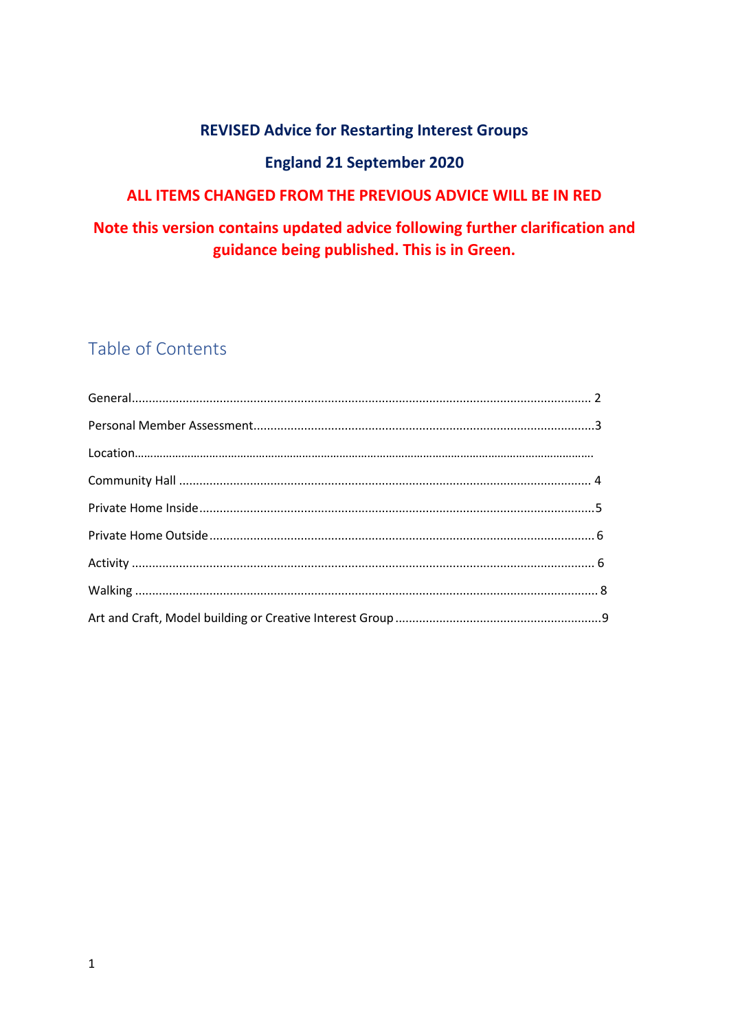**REVISED Advice for Restarting Interest Groups**

**England 21 September 2020**

**ALL ITEMS CHANGED FROM THE PREVIOUS ADVICE WILL BE IN RED**

**Note this version contains updated advice following further clarification and guidance being published. This is in Green.**

## Table of Contents

- General ........................................................ 2
- Personal Member Assessment ........................................................ 3
- Location ........................................................
- Community Hall ........................................................ 4
- Private Home Inside ........................................................ 5
- Private Home Outside ........................................................ 6
- Activity ........................................................ 6
- Walking ........................................................ 8
- Art and Craft, Model building or Creative Interest Group ........................................................ 9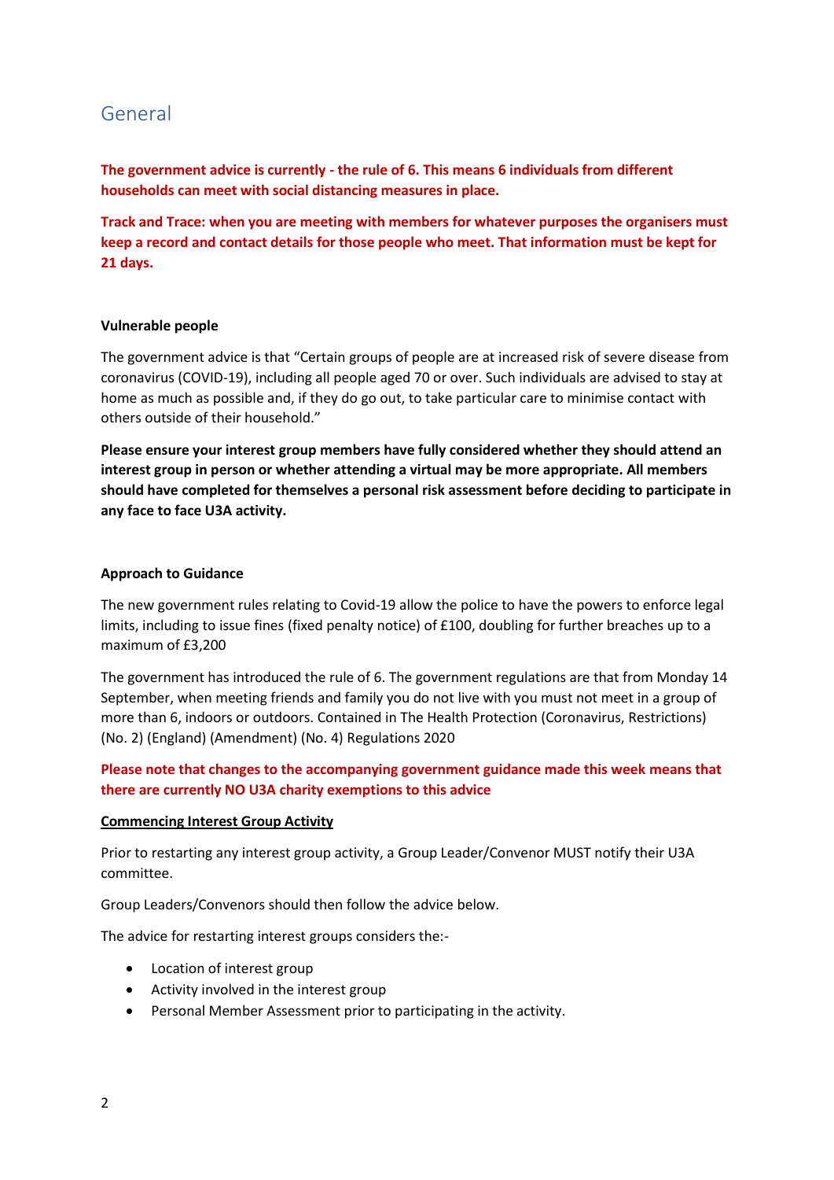## General

**The government advice is currently - the rule of 6. This means 6 individuals from different households can meet with social distancing measures in place.**

**Track and Trace: when you are meeting with members for whatever purposes the organisers must keep a record and contact details for those people who meet. That information must be kept for 21 days.**

**Vulnerable people**

The government advice is that "Certain groups of people are at increased risk of severe disease from coronavirus (COVID-19), including all people aged 70 or over. Such individuals are advised to stay at home as much as possible and, if they do go out, to take particular care to minimise contact with others outside of their household."

**Please ensure your interest group members have fully considered whether they should attend an interest group in person or whether attending a virtual may be more appropriate. All members should have completed for themselves a personal risk assessment before deciding to participate in any face to face U3A activity.**

**Approach to Guidance**

The new government rules relating to Covid-19 allow the police to have the powers to enforce legal limits, including to issue fines (fixed penalty notice) of £100, doubling for further breaches up to a maximum of £3,200

The government has introduced the rule of 6. The government regulations are that from Monday 14 September, when meeting friends and family you do not live with you must not meet in a group of more than 6, indoors or outdoors. Contained in The Health Protection (Coronavirus, Restrictions) (No. 2) (England) (Amendment) (No. 4) Regulations 2020

**Please note that changes to the accompanying government guidance made this week means that there are currently NO U3A charity exemptions to this advice**

**Commencing Interest Group Activity**

Prior to restarting any interest group activity, a Group Leader/Convenor MUST notify their U3A committee.

Group Leaders/Convenors should then follow the advice below.

The advice for restarting interest groups considers the:-

- Location of interest group
- Activity involved in the interest group
- Personal Member Assessment prior to participating in the activity.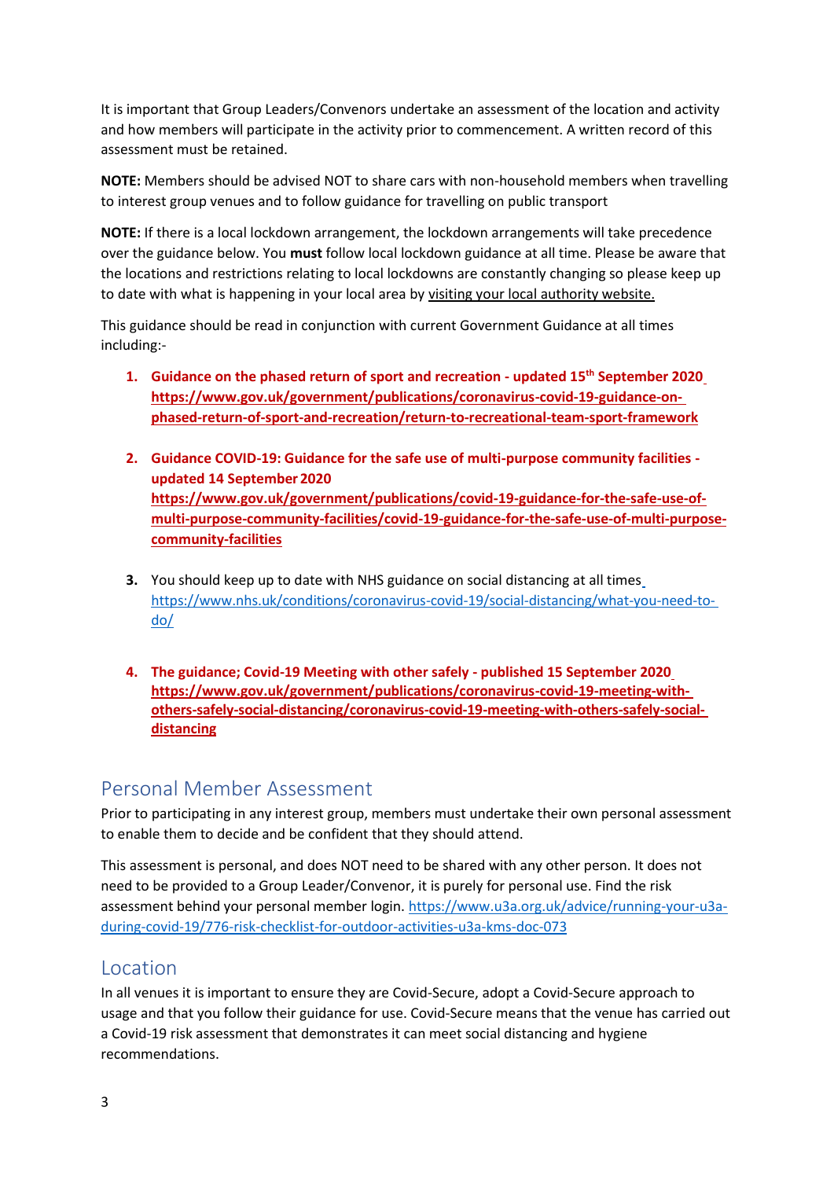It is important that Group Leaders/Convenors undertake an assessment of the location and activity and how members will participate in the activity prior to commencement. A written record of this assessment must be retained.

**NOTE:** Members should be advised NOT to share cars with non-household members when travelling to interest group venues and to follow guidance for travelling on public transport

**NOTE:** If there is a local lockdown arrangement, the lockdown arrangements will take precedence over the guidance below. You **must** follow local lockdown guidance at all time. Please be aware that the locations and restrictions relating to local lockdowns are constantly changing so please keep up to date with what is happening in your local area by visiting your local authority website.

This guidance should be read in conjunction with current Government Guidance at all times including:-

1. **Guidance on the phased return of sport and recreation - updated 15th September 2020 https://www.gov.uk/government/publications/coronavirus-covid-19-guidance-on-phased-return-of-sport-and-recreation/return-to-recreational-team-sport-framework**

2. **Guidance COVID-19: Guidance for the safe use of multi-purpose community facilities - updated 14 September 2020 https://www.gov.uk/government/publications/covid-19-guidance-for-the-safe-use-of-multi-purpose-community-facilities/covid-19-guidance-for-the-safe-use-of-multi-purpose-community-facilities**

3. You should keep up to date with NHS guidance on social distancing at all times https://www.nhs.uk/conditions/coronavirus-covid-19/social-distancing/what-you-need-to-do/

4. **The guidance; Covid-19 Meeting with other safely - published 15 September 2020 https://www.gov.uk/government/publications/coronavirus-covid-19-meeting-with-others-safely-social-distancing/coronavirus-covid-19-meeting-with-others-safely-social-distancing**

## Personal Member Assessment

Prior to participating in any interest group, members must undertake their own personal assessment to enable them to decide and be confident that they should attend.

This assessment is personal, and does NOT need to be shared with any other person. It does not need to be provided to a Group Leader/Convenor, it is purely for personal use. Find the risk assessment behind your personal member login. https://www.u3a.org.uk/advice/running-your-u3a-during-covid-19/776-risk-checklist-for-outdoor-activities-u3a-kms-doc-073

## Location

In all venues it is important to ensure they are Covid-Secure, adopt a Covid-Secure approach to usage and that you follow their guidance for use. Covid-Secure means that the venue has carried out a Covid-19 risk assessment that demonstrates it can meet social distancing and hygiene recommendations.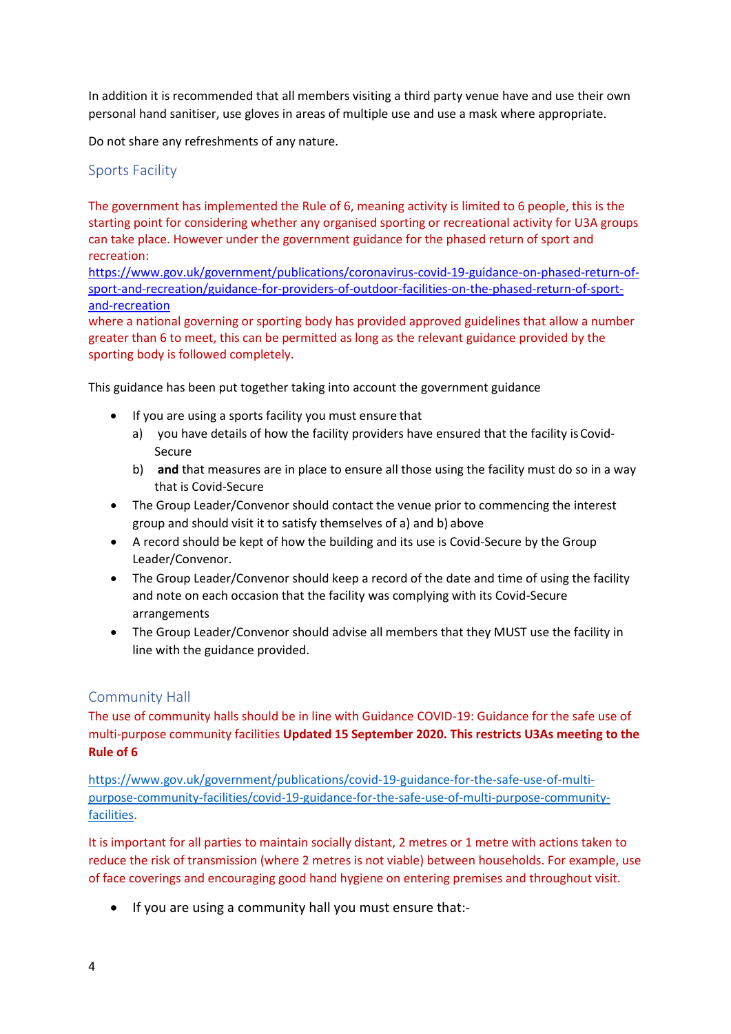In addition it is recommended that all members visiting a third party venue have and use their own personal hand sanitiser, use gloves in areas of multiple use and use a mask where appropriate.

Do not share any refreshments of any nature.

## Sports Facility

The government has implemented the Rule of 6, meaning activity is limited to 6 people, this is the starting point for considering whether any organised sporting or recreational activity for U3A groups can take place. However under the government guidance for the phased return of sport and recreation:
https://www.gov.uk/government/publications/coronavirus-covid-19-guidance-on-phased-return-of-sport-and-recreation/guidance-for-providers-of-outdoor-facilities-on-the-phased-return-of-sport-and-recreation
where a national governing or sporting body has provided approved guidelines that allow a number greater than 6 to meet, this can be permitted as long as the relevant guidance provided by the sporting body is followed completely.

This guidance has been put together taking into account the government guidance

- If you are using a sports facility you must ensure that
  a) you have details of how the facility providers have ensured that the facility is Covid-Secure
  b) **and** that measures are in place to ensure all those using the facility must do so in a way that is Covid-Secure
- The Group Leader/Convenor should contact the venue prior to commencing the interest group and should visit it to satisfy themselves of a) and b) above
- A record should be kept of how the building and its use is Covid-Secure by the Group Leader/Convenor.
- The Group Leader/Convenor should keep a record of the date and time of using the facility and note on each occasion that the facility was complying with its Covid-Secure arrangements
- The Group Leader/Convenor should advise all members that they MUST use the facility in line with the guidance provided.

## Community Hall

The use of community halls should be in line with Guidance COVID-19: Guidance for the safe use of multi-purpose community facilities **Updated 15 September 2020. This restricts U3As meeting to the Rule of 6**

https://www.gov.uk/government/publications/covid-19-guidance-for-the-safe-use-of-multi-purpose-community-facilities/covid-19-guidance-for-the-safe-use-of-multi-purpose-community-facilities.

It is important for all parties to maintain socially distant, 2 metres or 1 metre with actions taken to reduce the risk of transmission (where 2 metres is not viable) between households. For example, use of face coverings and encouraging good hand hygiene on entering premises and throughout visit.

- If you are using a community hall you must ensure that:-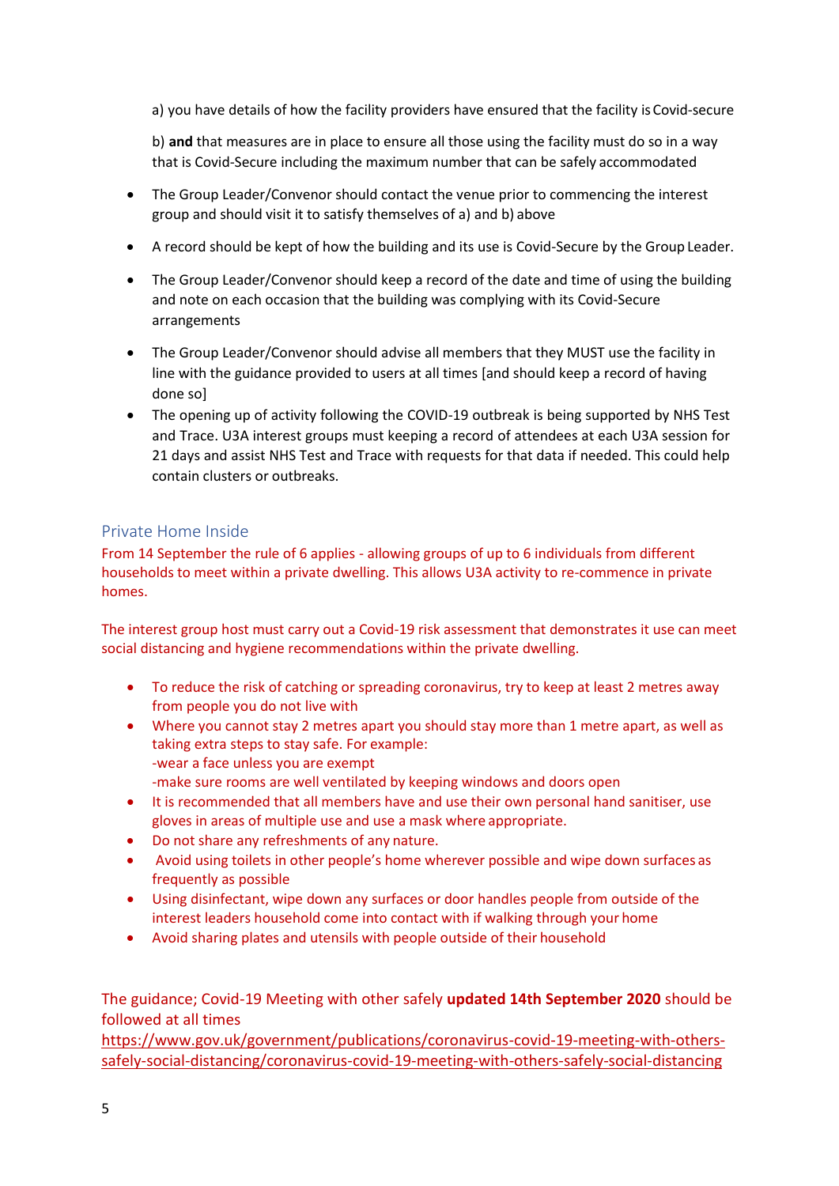a) you have details of how the facility providers have ensured that the facility is Covid-secure

b) **and** that measures are in place to ensure all those using the facility must do so in a way that is Covid-Secure including the maximum number that can be safely accommodated

- The Group Leader/Convenor should contact the venue prior to commencing the interest group and should visit it to satisfy themselves of a) and b) above
- A record should be kept of how the building and its use is Covid-Secure by the Group Leader.
- The Group Leader/Convenor should keep a record of the date and time of using the building and note on each occasion that the building was complying with its Covid-Secure arrangements
- The Group Leader/Convenor should advise all members that they MUST use the facility in line with the guidance provided to users at all times [and should keep a record of having done so]
- The opening up of activity following the COVID-19 outbreak is being supported by NHS Test and Trace. U3A interest groups must keeping a record of attendees at each U3A session for 21 days and assist NHS Test and Trace with requests for that data if needed. This could help contain clusters or outbreaks.

## Private Home Inside

From 14 September the rule of 6 applies - allowing groups of up to 6 individuals from different households to meet within a private dwelling. This allows U3A activity to re-commence in private homes.

The interest group host must carry out a Covid-19 risk assessment that demonstrates it use can meet social distancing and hygiene recommendations within the private dwelling.

- To reduce the risk of catching or spreading coronavirus, try to keep at least 2 metres away from people you do not live with
- Where you cannot stay 2 metres apart you should stay more than 1 metre apart, as well as taking extra steps to stay safe. For example:
  -wear a face unless you are exempt
  -make sure rooms are well ventilated by keeping windows and doors open
- It is recommended that all members have and use their own personal hand sanitiser, use gloves in areas of multiple use and use a mask where appropriate.
- Do not share any refreshments of any nature.
- Avoid using toilets in other people's home wherever possible and wipe down surfaces as frequently as possible
- Using disinfectant, wipe down any surfaces or door handles people from outside of the interest leaders household come into contact with if walking through your home
- Avoid sharing plates and utensils with people outside of their household

The guidance; Covid-19 Meeting with other safely **updated 14th September 2020** should be followed at all times
https://www.gov.uk/government/publications/coronavirus-covid-19-meeting-with-others-safely-social-distancing/coronavirus-covid-19-meeting-with-others-safely-social-distancing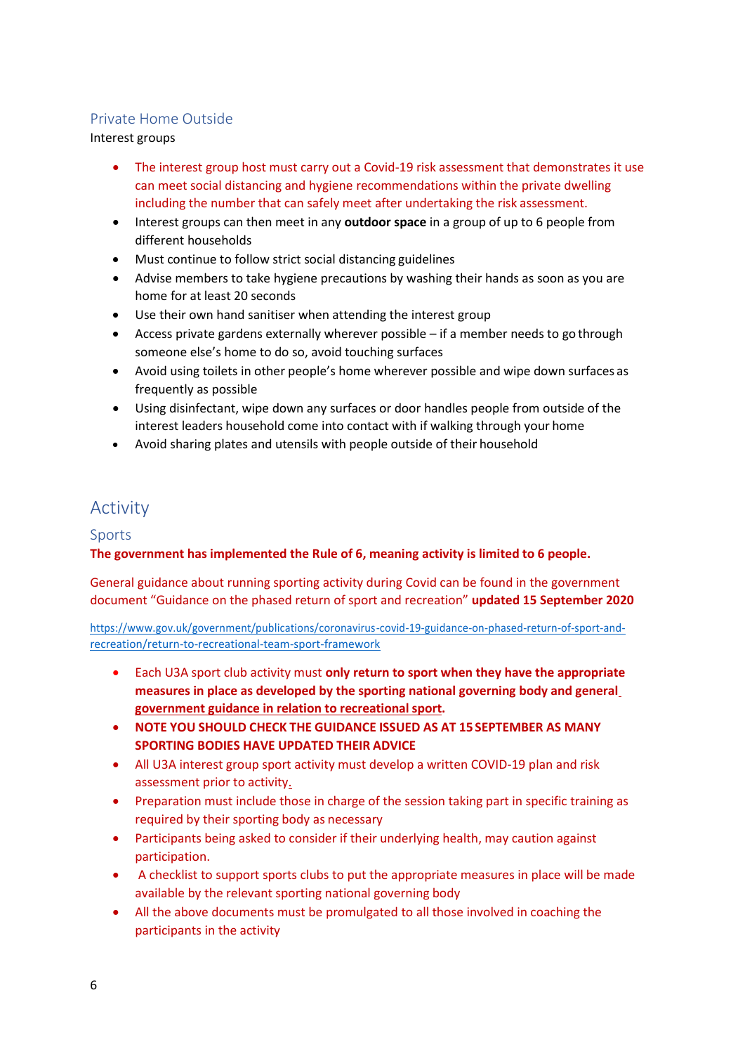### Private Home Outside

Interest groups

- The interest group host must carry out a Covid-19 risk assessment that demonstrates it use can meet social distancing and hygiene recommendations within the private dwelling including the number that can safely meet after undertaking the risk assessment.
- Interest groups can then meet in any **outdoor space** in a group of up to 6 people from different households
- Must continue to follow strict social distancing guidelines
- Advise members to take hygiene precautions by washing their hands as soon as you are home for at least 20 seconds
- Use their own hand sanitiser when attending the interest group
- Access private gardens externally wherever possible – if a member needs to go through someone else's home to do so, avoid touching surfaces
- Avoid using toilets in other people's home wherever possible and wipe down surfaces as frequently as possible
- Using disinfectant, wipe down any surfaces or door handles people from outside of the interest leaders household come into contact with if walking through your home
- Avoid sharing plates and utensils with people outside of their household

## Activity

### Sports

**The government has implemented the Rule of 6, meaning activity is limited to 6 people.**

General guidance about running sporting activity during Covid can be found in the government document "Guidance on the phased return of sport and recreation" **updated 15 September 2020**

https://www.gov.uk/government/publications/coronavirus-covid-19-guidance-on-phased-return-of-sport-and-recreation/return-to-recreational-team-sport-framework

- Each U3A sport club activity must **only return to sport when they have the appropriate measures in place as developed by the sporting national governing body and general government guidance in relation to recreational sport.**
- **NOTE YOU SHOULD CHECK THE GUIDANCE ISSUED AS AT 15 SEPTEMBER AS MANY SPORTING BODIES HAVE UPDATED THEIR ADVICE**
- All U3A interest group sport activity must develop a written COVID-19 plan and risk assessment prior to activity.
- Preparation must include those in charge of the session taking part in specific training as required by their sporting body as necessary
- Participants being asked to consider if their underlying health, may caution against participation.
- A checklist to support sports clubs to put the appropriate measures in place will be made available by the relevant sporting national governing body
- All the above documents must be promulgated to all those involved in coaching the participants in the activity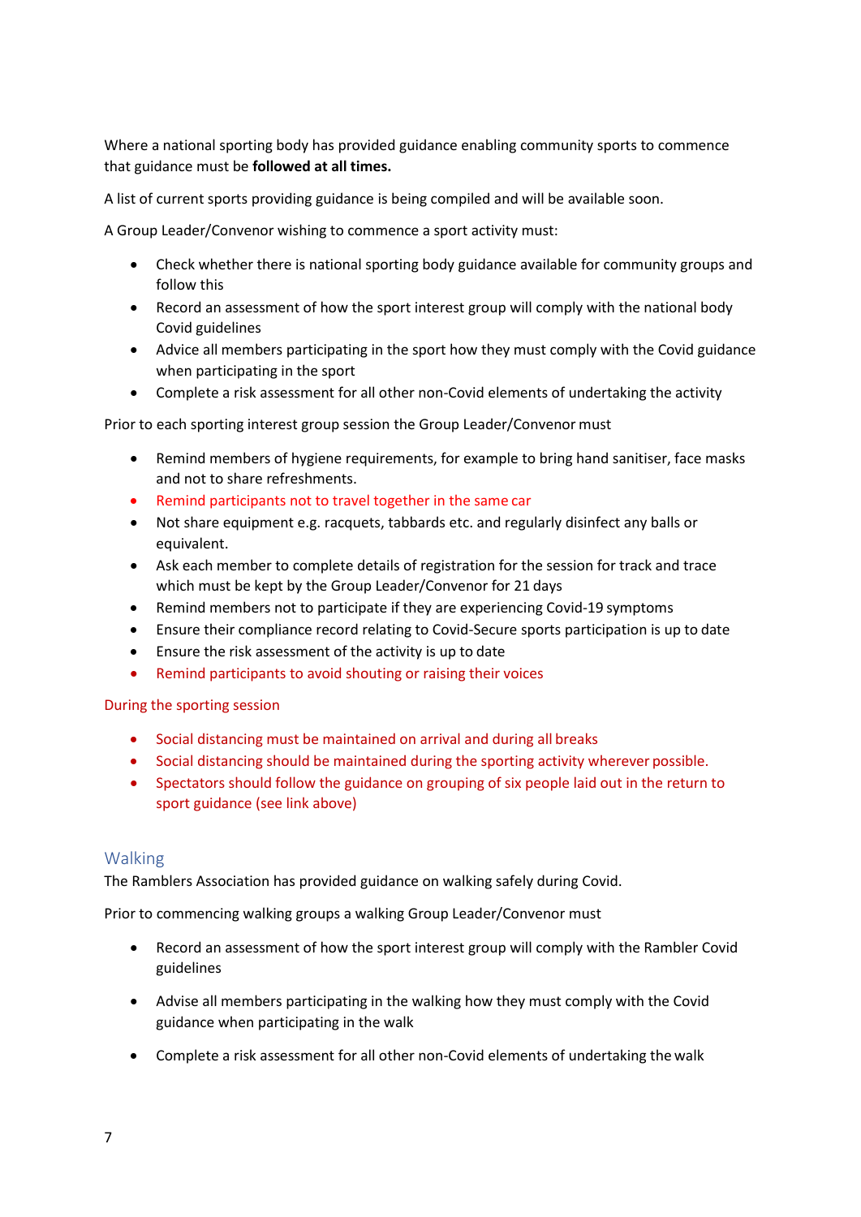Where a national sporting body has provided guidance enabling community sports to commence that guidance must be **followed at all times.**

A list of current sports providing guidance is being compiled and will be available soon.

A Group Leader/Convenor wishing to commence a sport activity must:

- Check whether there is national sporting body guidance available for community groups and follow this
- Record an assessment of how the sport interest group will comply with the national body Covid guidelines
- Advice all members participating in the sport how they must comply with the Covid guidance when participating in the sport
- Complete a risk assessment for all other non-Covid elements of undertaking the activity

Prior to each sporting interest group session the Group Leader/Convenor must

- Remind members of hygiene requirements, for example to bring hand sanitiser, face masks and not to share refreshments.
- Remind participants not to travel together in the same car
- Not share equipment e.g. racquets, tabbards etc. and regularly disinfect any balls or equivalent.
- Ask each member to complete details of registration for the session for track and trace which must be kept by the Group Leader/Convenor for 21 days
- Remind members not to participate if they are experiencing Covid-19 symptoms
- Ensure their compliance record relating to Covid-Secure sports participation is up to date
- Ensure the risk assessment of the activity is up to date
- Remind participants to avoid shouting or raising their voices

During the sporting session

- Social distancing must be maintained on arrival and during all breaks
- Social distancing should be maintained during the sporting activity wherever possible.
- Spectators should follow the guidance on grouping of six people laid out in the return to sport guidance (see link above)

## Walking

The Ramblers Association has provided guidance on walking safely during Covid.

Prior to commencing walking groups a walking Group Leader/Convenor must

- Record an assessment of how the sport interest group will comply with the Rambler Covid guidelines
- Advise all members participating in the walking how they must comply with the Covid guidance when participating in the walk
- Complete a risk assessment for all other non-Covid elements of undertaking the walk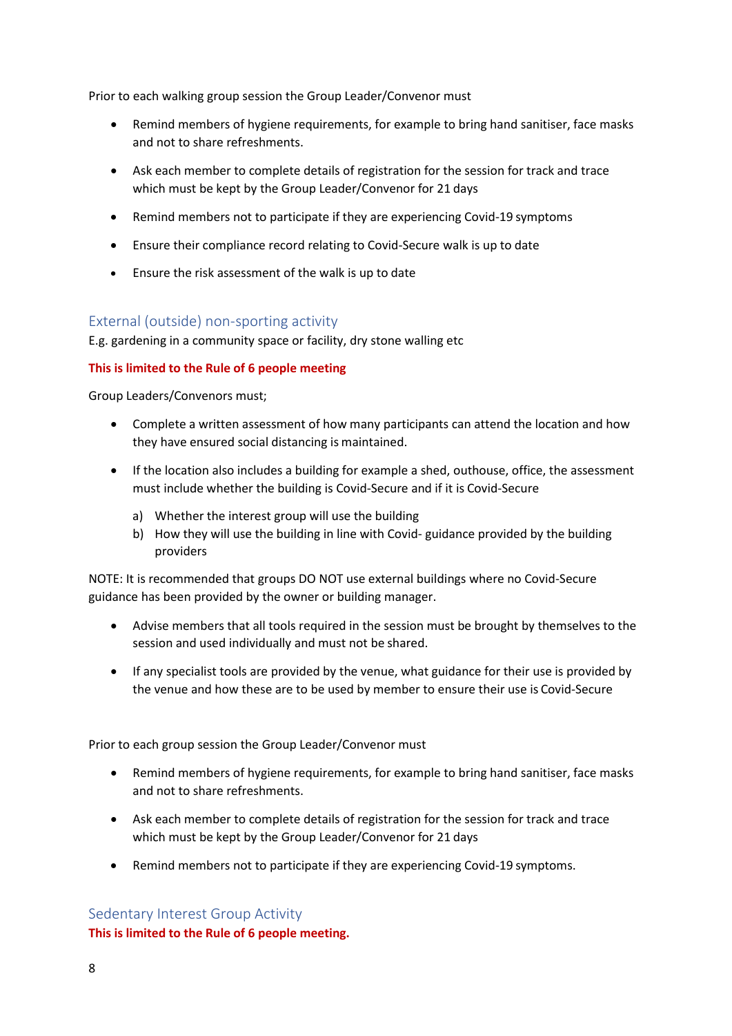Prior to each walking group session the Group Leader/Convenor must

- Remind members of hygiene requirements, for example to bring hand sanitiser, face masks and not to share refreshments.
- Ask each member to complete details of registration for the session for track and trace which must be kept by the Group Leader/Convenor for 21 days
- Remind members not to participate if they are experiencing Covid-19 symptoms
- Ensure their compliance record relating to Covid-Secure walk is up to date
- Ensure the risk assessment of the walk is up to date

## External (outside) non-sporting activity

E.g. gardening in a community space or facility, dry stone walling etc

**This is limited to the Rule of 6 people meeting**

Group Leaders/Convenors must;

- Complete a written assessment of how many participants can attend the location and how they have ensured social distancing is maintained.
- If the location also includes a building for example a shed, outhouse, office, the assessment must include whether the building is Covid-Secure and if it is Covid-Secure
  a) Whether the interest group will use the building
  b) How they will use the building in line with Covid- guidance provided by the building providers

NOTE: It is recommended that groups DO NOT use external buildings where no Covid-Secure guidance has been provided by the owner or building manager.

- Advise members that all tools required in the session must be brought by themselves to the session and used individually and must not be shared.
- If any specialist tools are provided by the venue, what guidance for their use is provided by the venue and how these are to be used by member to ensure their use is Covid-Secure

Prior to each group session the Group Leader/Convenor must

- Remind members of hygiene requirements, for example to bring hand sanitiser, face masks and not to share refreshments.
- Ask each member to complete details of registration for the session for track and trace which must be kept by the Group Leader/Convenor for 21 days
- Remind members not to participate if they are experiencing Covid-19 symptoms.

## Sedentary Interest Group Activity

**This is limited to the Rule of 6 people meeting.**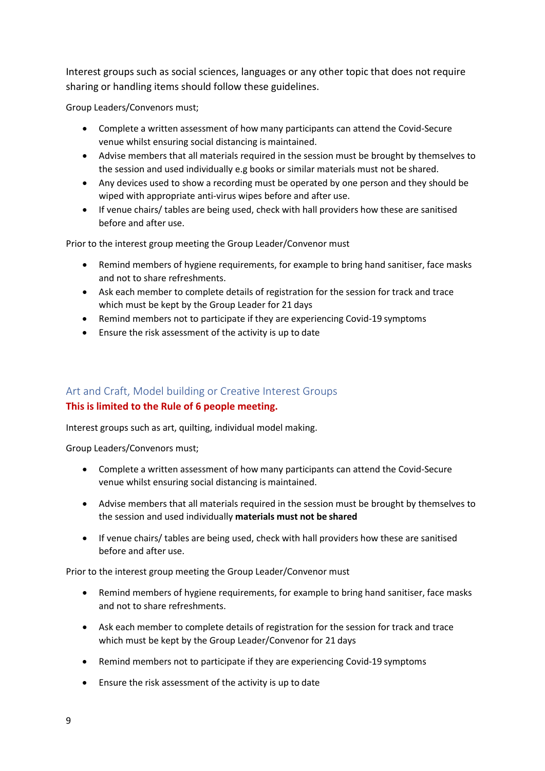Interest groups such as social sciences, languages or any other topic that does not require sharing or handling items should follow these guidelines.

Group Leaders/Convenors must;

- Complete a written assessment of how many participants can attend the Covid-Secure venue whilst ensuring social distancing is maintained.
- Advise members that all materials required in the session must be brought by themselves to the session and used individually e.g books or similar materials must not be shared.
- Any devices used to show a recording must be operated by one person and they should be wiped with appropriate anti-virus wipes before and after use.
- If venue chairs/ tables are being used, check with hall providers how these are sanitised before and after use.

Prior to the interest group meeting the Group Leader/Convenor must

- Remind members of hygiene requirements, for example to bring hand sanitiser, face masks and not to share refreshments.
- Ask each member to complete details of registration for the session for track and trace which must be kept by the Group Leader for 21 days
- Remind members not to participate if they are experiencing Covid-19 symptoms
- Ensure the risk assessment of the activity is up to date

## Art and Craft, Model building or Creative Interest Groups

**This is limited to the Rule of 6 people meeting.**

Interest groups such as art, quilting, individual model making.

Group Leaders/Convenors must;

- Complete a written assessment of how many participants can attend the Covid-Secure venue whilst ensuring social distancing is maintained.
- Advise members that all materials required in the session must be brought by themselves to the session and used individually **materials must not be shared**
- If venue chairs/ tables are being used, check with hall providers how these are sanitised before and after use.

Prior to the interest group meeting the Group Leader/Convenor must

- Remind members of hygiene requirements, for example to bring hand sanitiser, face masks and not to share refreshments.
- Ask each member to complete details of registration for the session for track and trace which must be kept by the Group Leader/Convenor for 21 days
- Remind members not to participate if they are experiencing Covid-19 symptoms
- Ensure the risk assessment of the activity is up to date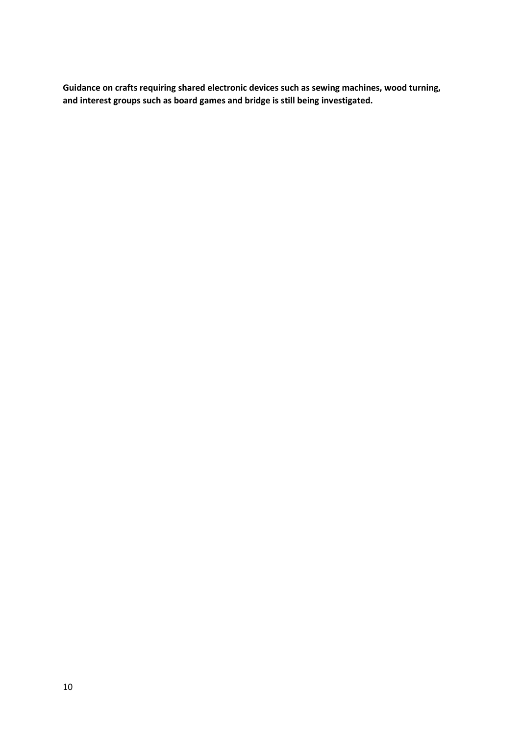**Guidance on crafts requiring shared electronic devices such as sewing machines, wood turning, and interest groups such as board games and bridge is still being investigated.**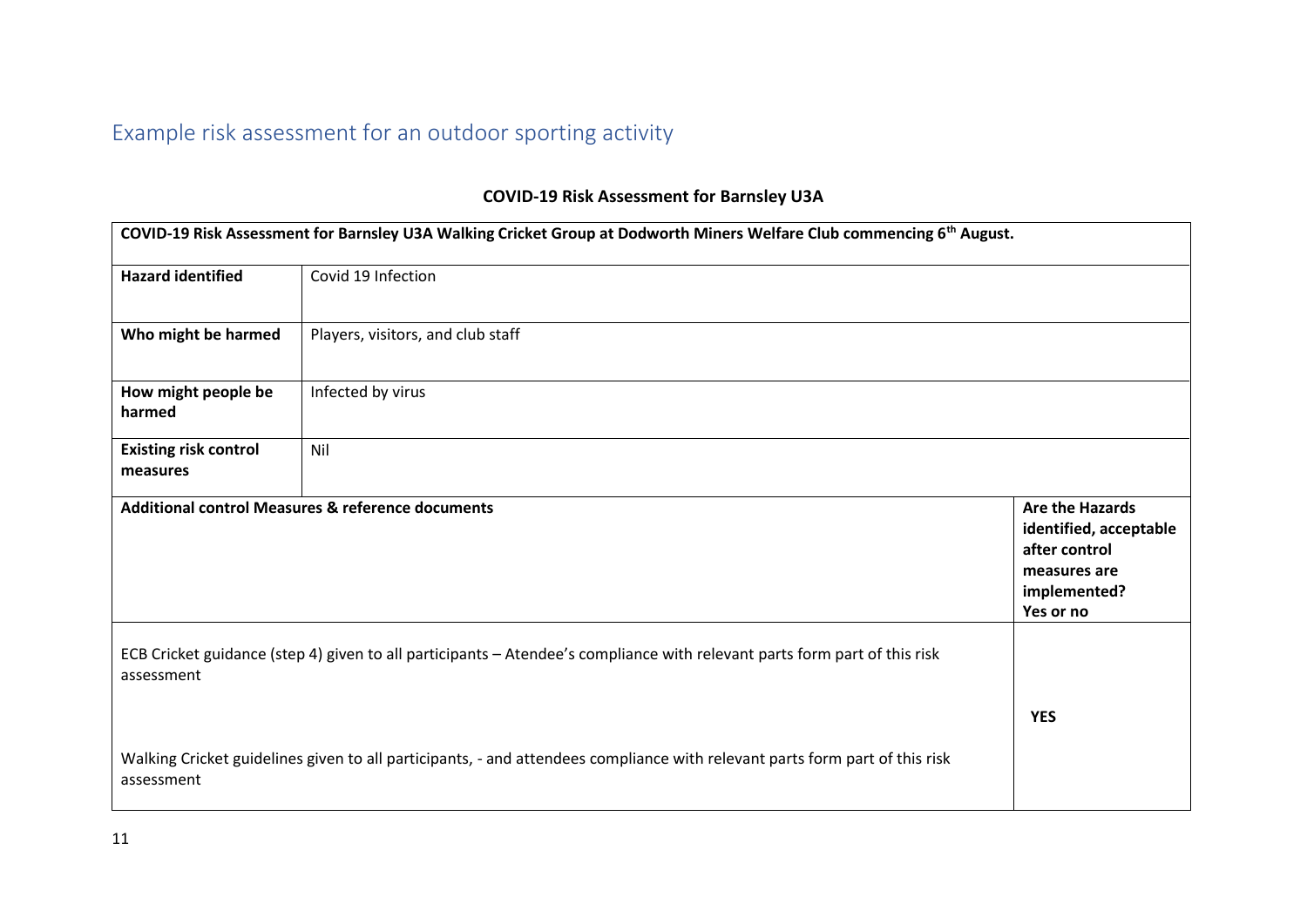## Example risk assessment for an outdoor sporting activity

**COVID-19 Risk Assessment for Barnsley U3A**

| **COVID-19 Risk Assessment for Barnsley U3A Walking Cricket Group at Dodworth Miners Welfare Club commencing 6th August.** | | |
|---|---|---|
| **Hazard identified** | Covid 19 Infection | |
| **Who might be harmed** | Players, visitors, and club staff | |
| **How might people be harmed** | Infected by virus | |
| **Existing risk control measures** | Nil | |
| **Additional control Measures & reference documents** | | **Are the Hazards identified, acceptable after control measures are implemented? Yes or no** |
| ECB Cricket guidance (step 4) given to all participants – Atendee's compliance with relevant parts form part of this risk assessment<br><br>Walking Cricket guidelines given to all participants, - and attendees compliance with relevant parts form part of this risk assessment | | **YES** |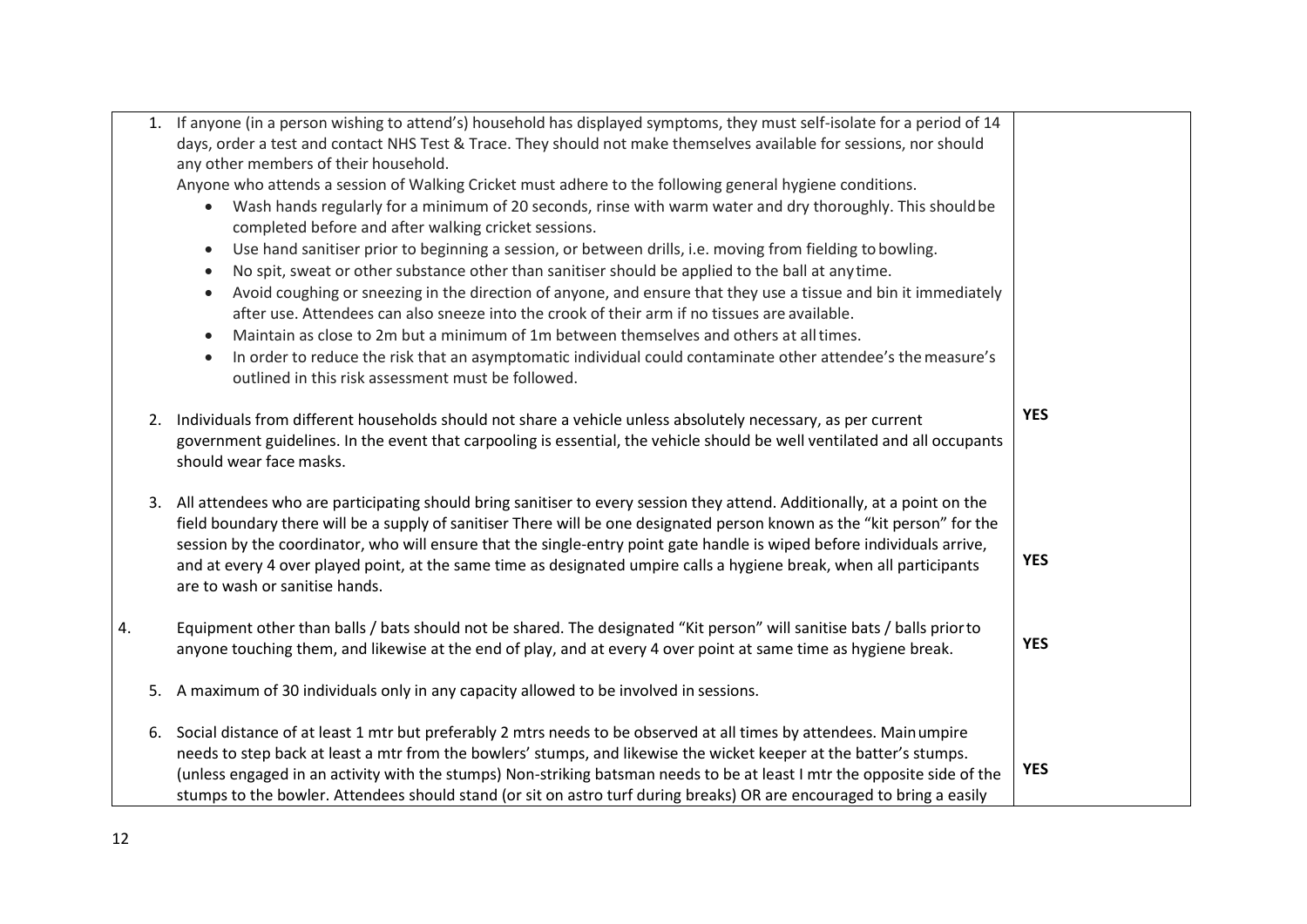| | |
|---|---|
| 1. If anyone (in a person wishing to attend's) household has displayed symptoms, they must self-isolate for a period of 14 days, order a test and contact NHS Test & Trace. They should not make themselves available for sessions, nor should any other members of their household.<br>Anyone who attends a session of Walking Cricket must adhere to the following general hygiene conditions.<br>• Wash hands regularly for a minimum of 20 seconds, rinse with warm water and dry thoroughly. This should be completed before and after walking cricket sessions.<br>• Use hand sanitiser prior to beginning a session, or between drills, i.e. moving from fielding to bowling.<br>• No spit, sweat or other substance other than sanitiser should be applied to the ball at any time.<br>• Avoid coughing or sneezing in the direction of anyone, and ensure that they use a tissue and bin it immediately after use. Attendees can also sneeze into the crook of their arm if no tissues are available.<br>• Maintain as close to 2m but a minimum of 1m between themselves and others at all times.<br>• In order to reduce the risk that an asymptomatic individual could contaminate other attendee's the measure's outlined in this risk assessment must be followed. | |
| 2. Individuals from different households should not share a vehicle unless absolutely necessary, as per current government guidelines. In the event that carpooling is essential, the vehicle should be well ventilated and all occupants should wear face masks. | **YES** |
| 3. All attendees who are participating should bring sanitiser to every session they attend. Additionally, at a point on the field boundary there will be a supply of sanitiser There will be one designated person known as the "kit person" for the session by the coordinator, who will ensure that the single-entry point gate handle is wiped before individuals arrive, and at every 4 over played point, at the same time as designated umpire calls a hygiene break, when all participants are to wash or sanitise hands. | **YES** |
| 4. Equipment other than balls / bats should not be shared. The designated "Kit person" will sanitise bats / balls prior to anyone touching them, and likewise at the end of play, and at every 4 over point at same time as hygiene break. | **YES** |
| 5. A maximum of 30 individuals only in any capacity allowed to be involved in sessions. | |
| 6. Social distance of at least 1 mtr but preferably 2 mtrs needs to be observed at all times by attendees. Main umpire needs to step back at least a mtr from the bowlers' stumps, and likewise the wicket keeper at the batter's stumps. (unless engaged in an activity with the stumps) Non-striking batsman needs to be at least I mtr the opposite side of the stumps to the bowler. Attendees should stand (or sit on astro turf during breaks) OR are encouraged to bring a easily | **YES** |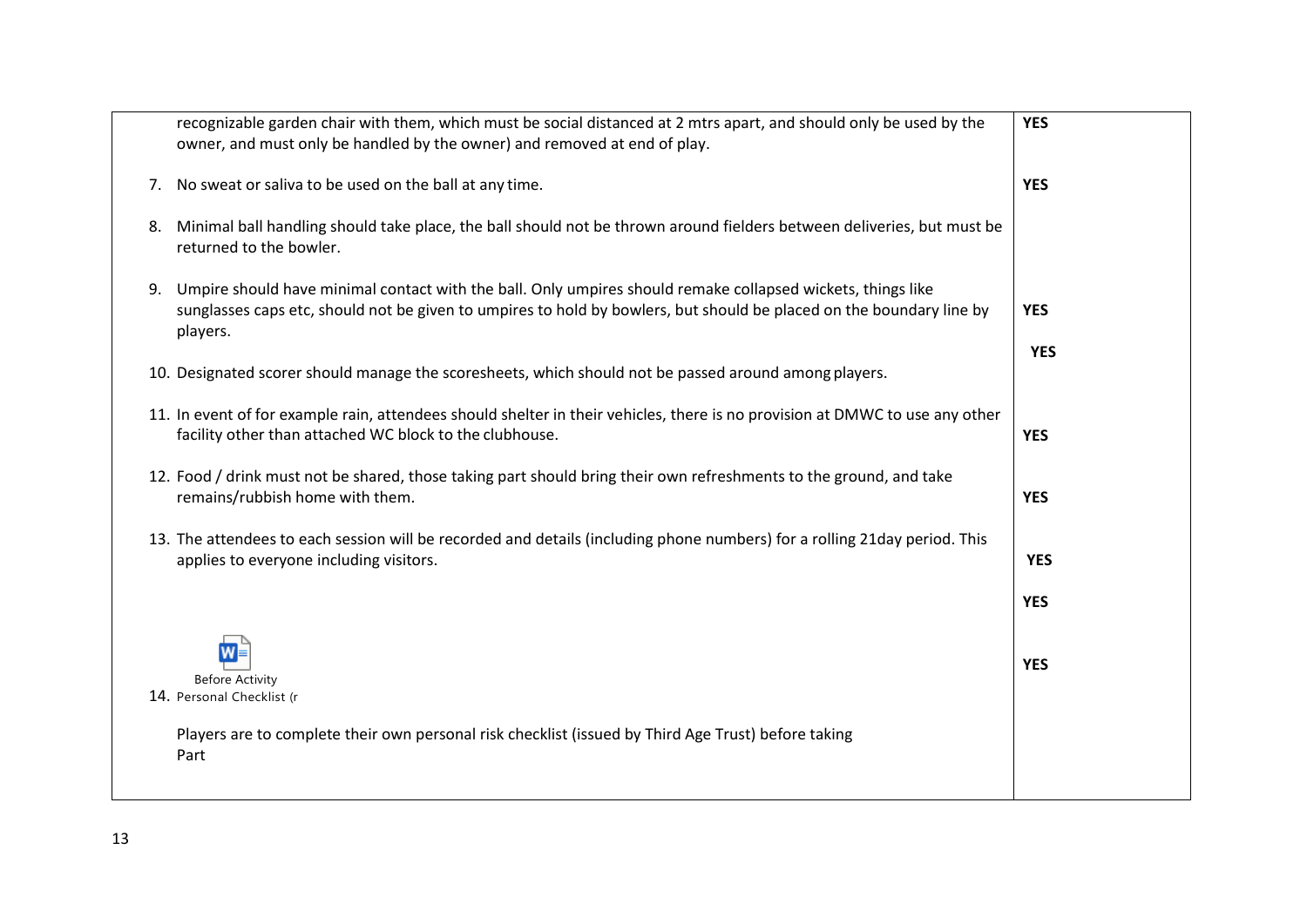| | |
|---|---|
| recognizable garden chair with them, which must be social distanced at 2 mtrs apart, and should only be used by the owner, and must only be handled by the owner) and removed at end of play. | **YES** |
| 7. No sweat or saliva to be used on the ball at any time. | **YES** |
| 8. Minimal ball handling should take place, the ball should not be thrown around fielders between deliveries, but must be returned to the bowler. | |
| 9. Umpire should have minimal contact with the ball. Only umpires should remake collapsed wickets, things like sunglasses caps etc, should not be given to umpires to hold by bowlers, but should be placed on the boundary line by players. | **YES** |
| 10. Designated scorer should manage the scoresheets, which should not be passed around among players. | **YES** |
| 11. In event of for example rain, attendees should shelter in their vehicles, there is no provision at DMWC to use any other facility other than attached WC block to the clubhouse. | **YES** |
| 12. Food / drink must not be shared, those taking part should bring their own refreshments to the ground, and take remains/rubbish home with them. | **YES** |
| 13. The attendees to each session will be recorded and details (including phone numbers) for a rolling 21day period. This applies to everyone including visitors. | **YES** |
| | **YES** |
| Before Activity<br>14. Personal Checklist (r<br><br>Players are to complete their own personal risk checklist (issued by Third Age Trust) before taking Part | **YES** |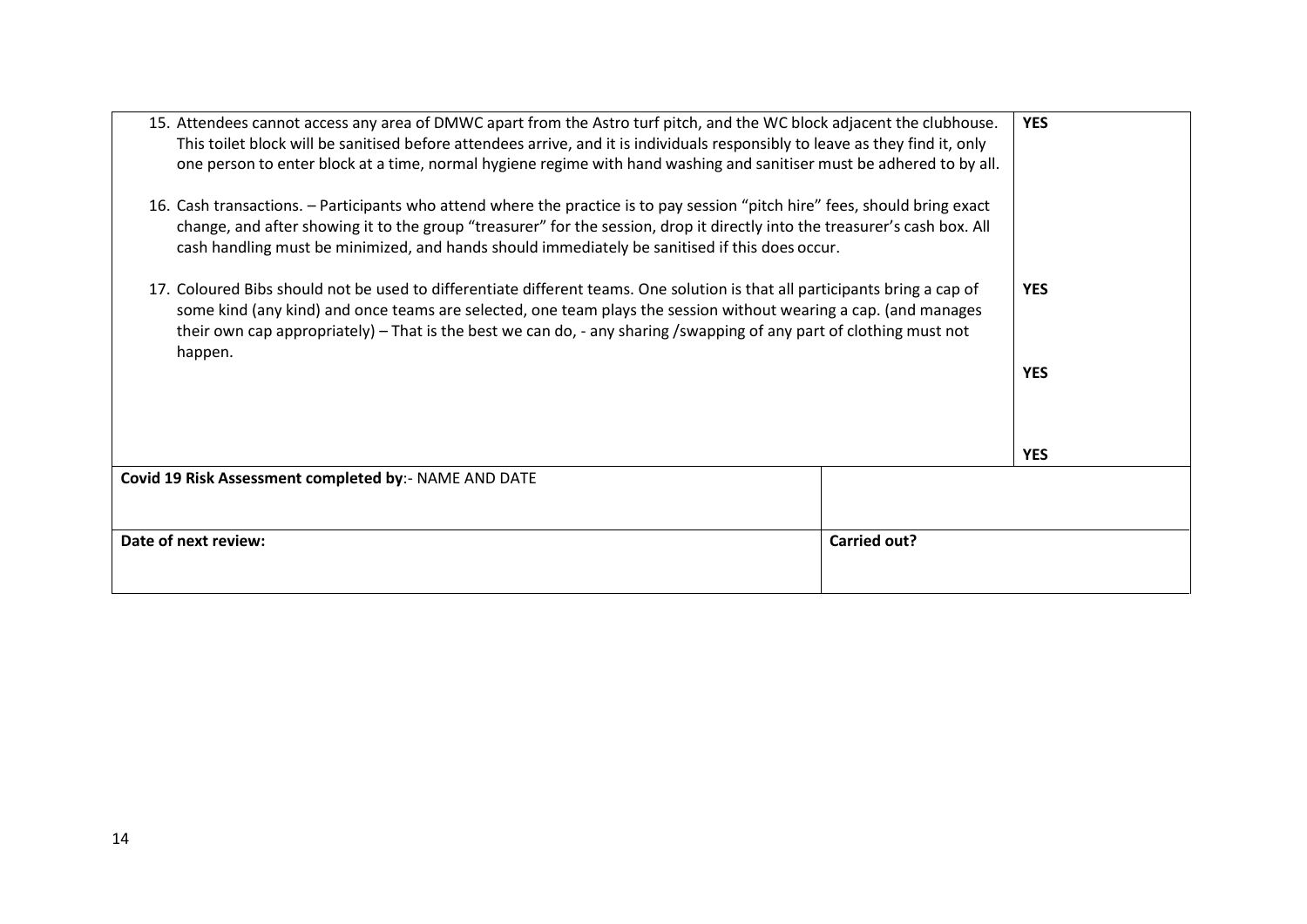| | |
|---|---|
| 15. Attendees cannot access any area of DMWC apart from the Astro turf pitch, and the WC block adjacent the clubhouse. This toilet block will be sanitised before attendees arrive, and it is individuals responsibly to leave as they find it, only one person to enter block at a time, normal hygiene regime with hand washing and sanitiser must be adhered to by all.<br><br>16. Cash transactions. – Participants who attend where the practice is to pay session "pitch hire" fees, should bring exact change, and after showing it to the group "treasurer" for the session, drop it directly into the treasurer's cash box. All cash handling must be minimized, and hands should immediately be sanitised if this does occur.<br><br>17. Coloured Bibs should not be used to differentiate different teams. One solution is that all participants bring a cap of some kind (any kind) and once teams are selected, one team plays the session without wearing a cap. (and manages their own cap appropriately) – That is the best we can do, - any sharing /swapping of any part of clothing must not happen. | **YES**<br><br><br><br><br>**YES**<br><br>**YES**<br><br><br>**YES** |

| | |
|---|---|
| **Covid 19 Risk Assessment completed by**:- NAME AND DATE | |
| **Date of next review:** | **Carried out?** |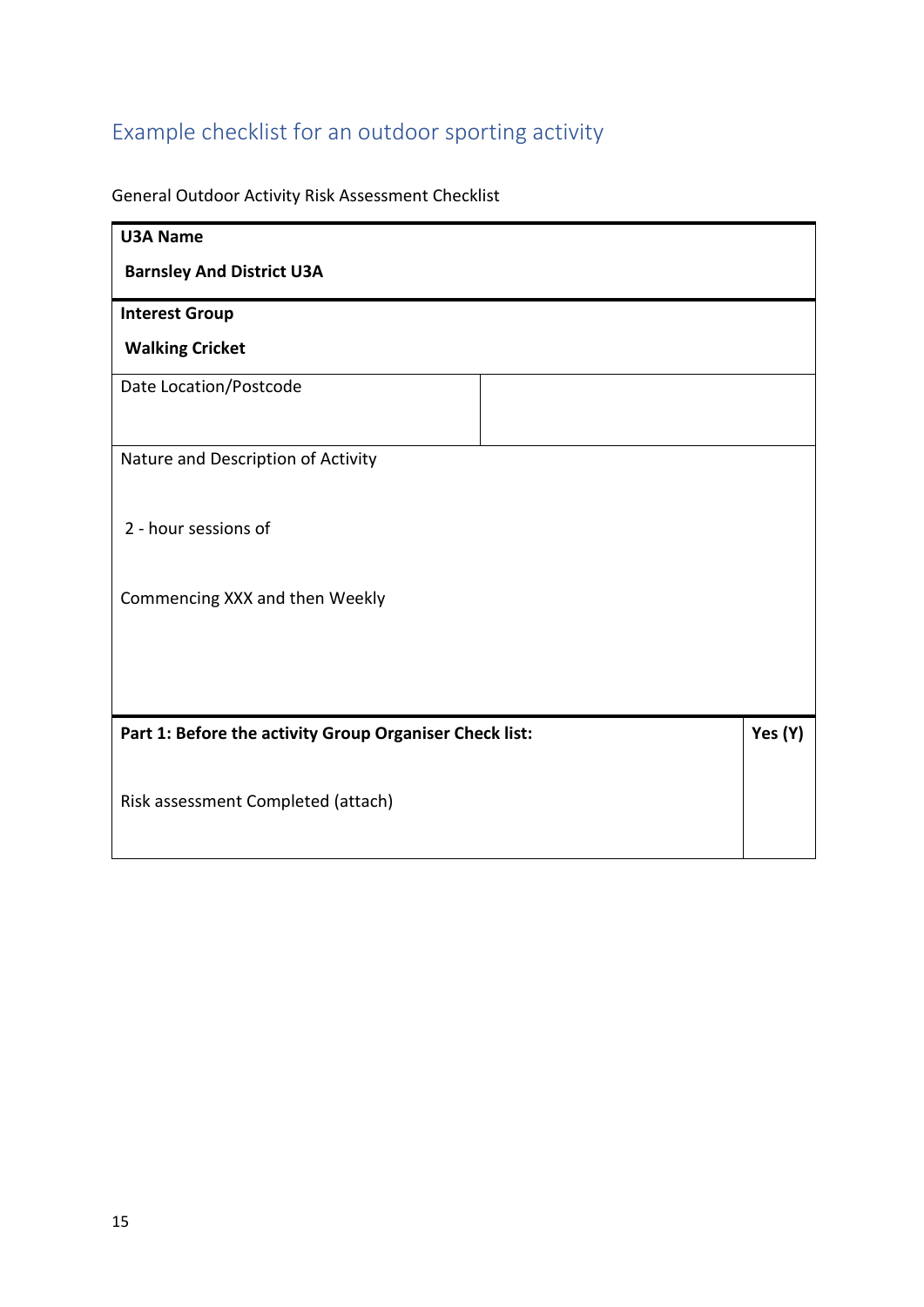## Example checklist for an outdoor sporting activity

General Outdoor Activity Risk Assessment Checklist

| **U3A Name**<br><br>**Barnsley And District U3A** | |
|---|---|
| **Interest Group**<br><br>**Walking Cricket** | |
| Date Location/Postcode | |
| Nature and Description of Activity<br><br>2 - hour sessions of<br><br>Commencing XXX and then Weekly | |
| **Part 1: Before the activity Group Organiser Check list:** | **Yes (Y)** |
| Risk assessment Completed (attach) | |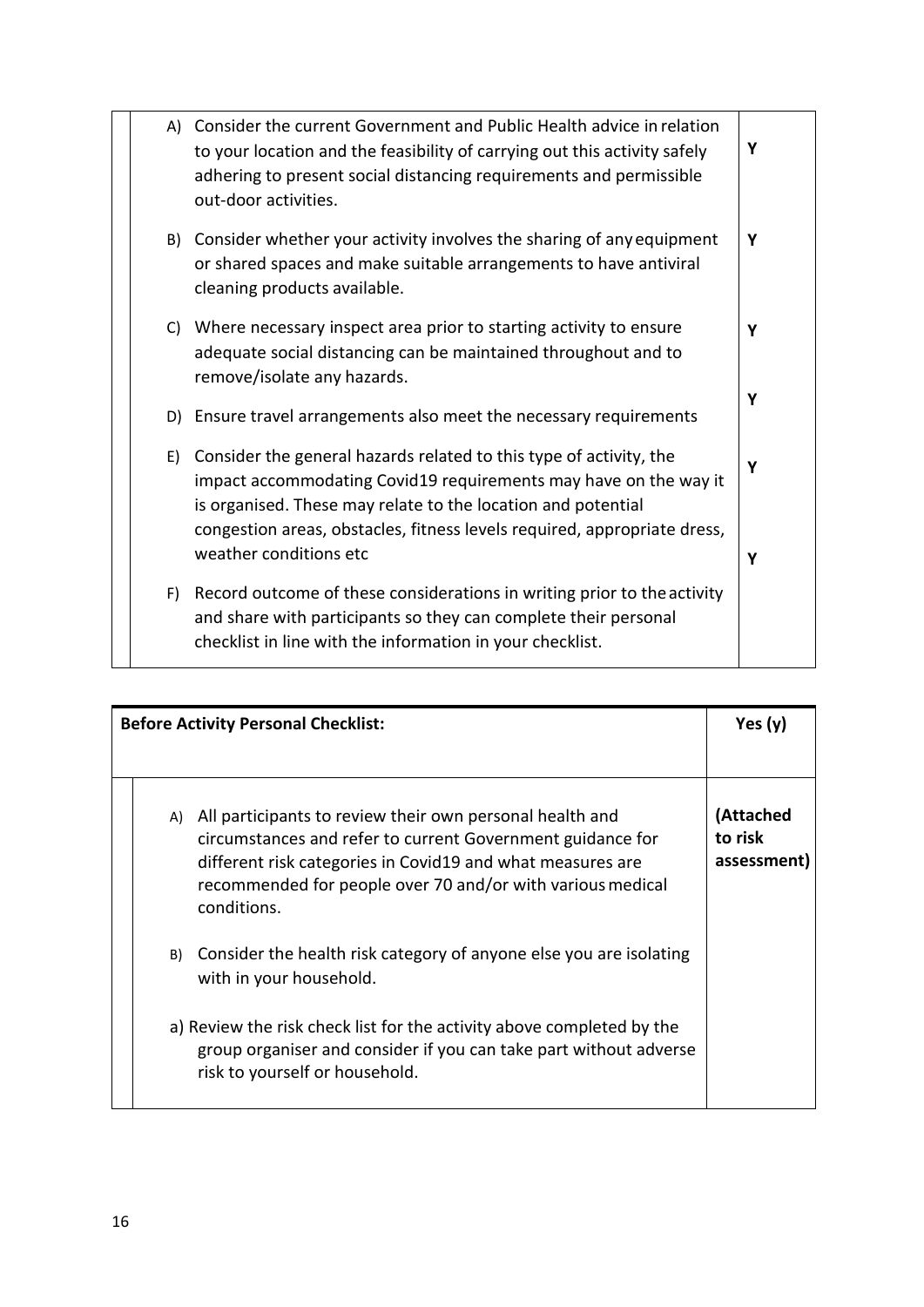| | | |
|---|---|---|
| | A) Consider the current Government and Public Health advice in relation to your location and the feasibility of carrying out this activity safely adhering to present social distancing requirements and permissible out-door activities. | **Y** |
| | B) Consider whether your activity involves the sharing of any equipment or shared spaces and make suitable arrangements to have antiviral cleaning products available. | **Y** |
| | C) Where necessary inspect area prior to starting activity to ensure adequate social distancing can be maintained throughout and to remove/isolate any hazards. | **Y** |
| | D) Ensure travel arrangements also meet the necessary requirements | **Y** |
| | E) Consider the general hazards related to this type of activity, the impact accommodating Covid19 requirements may have on the way it is organised. These may relate to the location and potential congestion areas, obstacles, fitness levels required, appropriate dress, weather conditions etc | **Y** |
| | F) Record outcome of these considerations in writing prior to the activity and share with participants so they can complete their personal checklist in line with the information in your checklist. | **Y** |

| **Before Activity Personal Checklist:** | | **Yes (y)** |
|---|---|---|
| | A) All participants to review their own personal health and circumstances and refer to current Government guidance for different risk categories in Covid19 and what measures are recommended for people over 70 and/or with various medical conditions.<br><br>B) Consider the health risk category of anyone else you are isolating with in your household.<br><br>a) Review the risk check list for the activity above completed by the group organiser and consider if you can take part without adverse risk to yourself or household. | **(Attached to risk assessment)** |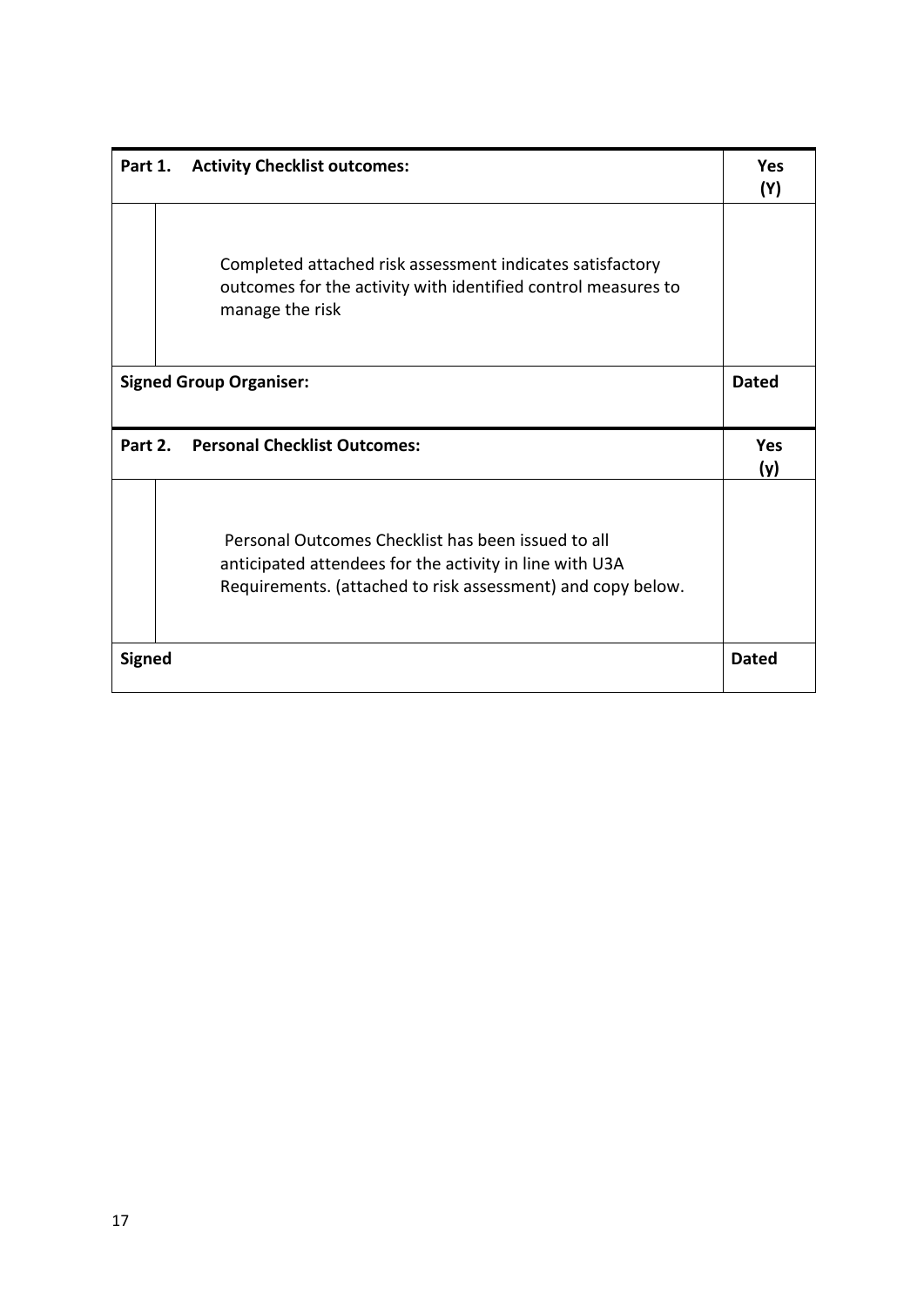| Part 1. Activity Checklist outcomes: | | Yes (Y) |
|---|---|---|
| | Completed attached risk assessment indicates satisfactory outcomes for the activity with identified control measures to manage the risk | |
| **Signed Group Organiser:** | | **Dated** |

| Part 2. Personal Checklist Outcomes: | | Yes (y) |
|---|---|---|
| | Personal Outcomes Checklist has been issued to all anticipated attendees for the activity in line with U3A Requirements. (attached to risk assessment) and copy below. | |
| **Signed** | | **Dated** |